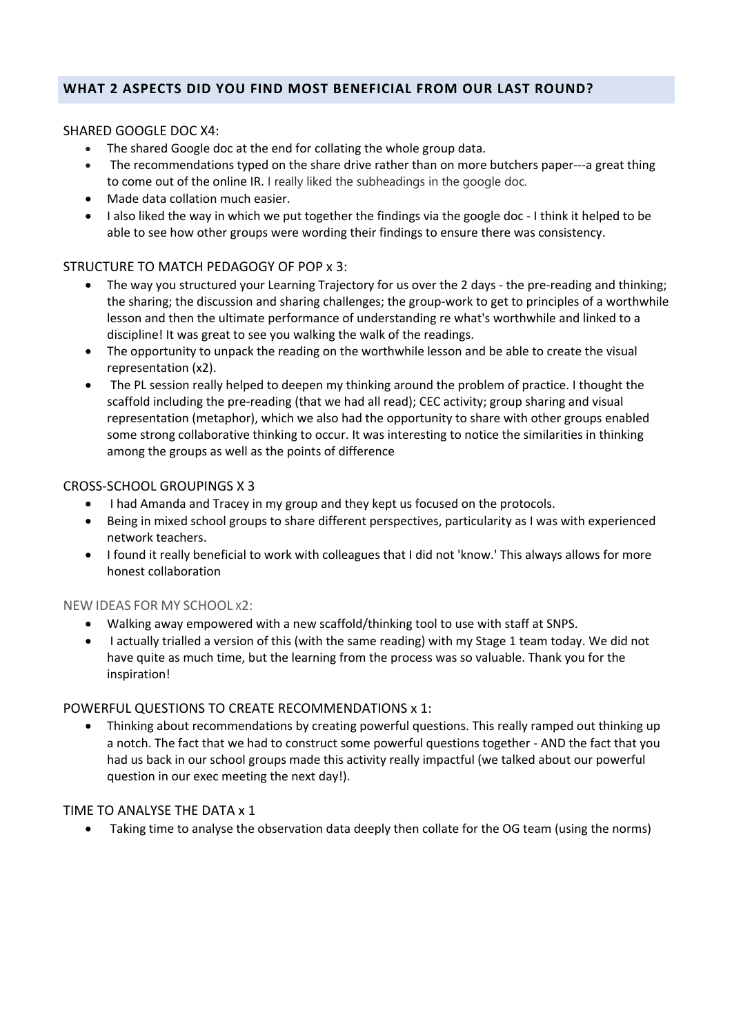## WHAT 2 ASPECTS DID YOU FIND MOST BENEFICIAL FROM OUR LAST ROUND?

### SHARED GOOGLE DOC X4:

- The shared Google doc at the end for collating the whole group data.
- The recommendations typed on the share drive rather than on more butchers paper---a great thing to come out of the online IR. I really liked the subheadings in the google doc.
- Made data collation much easier.
- I also liked the way in which we put together the findings via the google doc - I think it helped to be able to see how other groups were wording their findings to ensure there was consistency.

### STRUCTURE TO MATCH PEDAGOGY OF POP x 3:

- The way you structured your Learning Trajectory for us over the 2 days - the pre-reading and thinking; the sharing; the discussion and sharing challenges; the group-work to get to principles of a worthwhile lesson and then the ultimate performance of understanding re what's worthwhile and linked to a discipline! It was great to see you walking the walk of the readings.
- The opportunity to unpack the reading on the worthwhile lesson and be able to create the visual representation (x2).
- The PL session really helped to deepen my thinking around the problem of practice. I thought the scaffold including the pre-reading (that we had all read); CEC activity; group sharing and visual representation (metaphor), which we also had the opportunity to share with other groups enabled some strong collaborative thinking to occur. It was interesting to notice the similarities in thinking among the groups as well as the points of difference

### CROSS-SCHOOL GROUPINGS X 3

- I had Amanda and Tracey in my group and they kept us focused on the protocols.
- Being in mixed school groups to share different perspectives, particularity as I was with experienced network teachers.
- I found it really beneficial to work with colleagues that I did not 'know.' This always allows for more honest collaboration

### NEW IDEAS FOR MY SCHOOL x2:

- Walking away empowered with a new scaffold/thinking tool to use with staff at SNPS.
- I actually trialled a version of this (with the same reading) with my Stage 1 team today. We did not have quite as much time, but the learning from the process was so valuable. Thank you for the inspiration!

### POWERFUL QUESTIONS TO CREATE RECOMMENDATIONS x 1:

- Thinking about recommendations by creating powerful questions. This really ramped out thinking up a notch. The fact that we had to construct some powerful questions together - AND the fact that you had us back in our school groups made this activity really impactful (we talked about our powerful question in our exec meeting the next day!).

### TIME TO ANALYSE THE DATA x 1

- Taking time to analyse the observation data deeply then collate for the OG team (using the norms)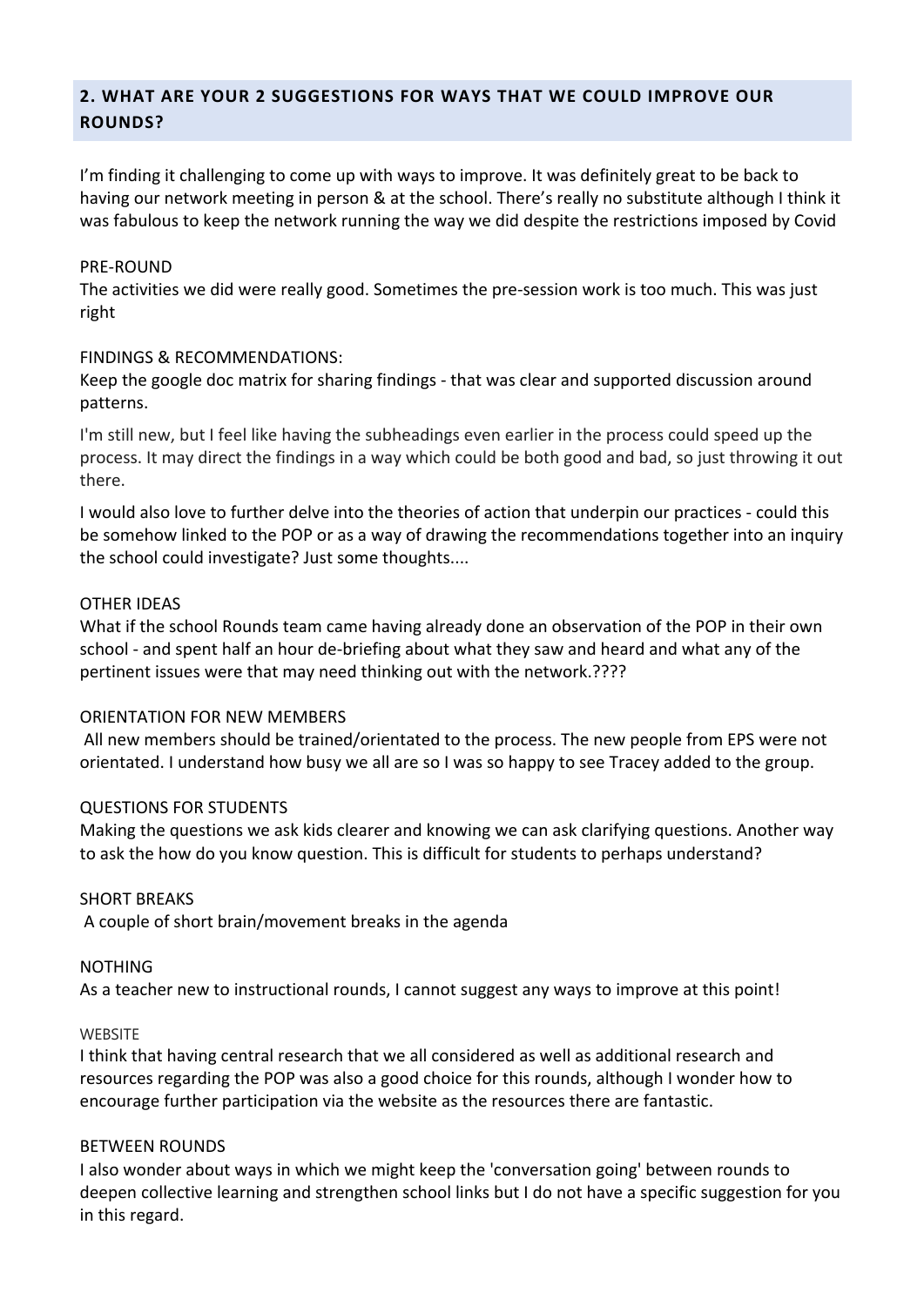## 2. WHAT ARE YOUR 2 SUGGESTIONS FOR WAYS THAT WE COULD IMPROVE OUR ROUNDS?

I'm finding it challenging to come up with ways to improve. It was definitely great to be back to having our network meeting in person & at the school. There's really no substitute although I think it was fabulous to keep the network running the way we did despite the restrictions imposed by Covid

PRE-ROUND

The activities we did were really good. Sometimes the pre-session work is too much. This was just right

FINDINGS & RECOMMENDATIONS:

Keep the google doc matrix for sharing findings - that was clear and supported discussion around patterns.

I'm still new, but I feel like having the subheadings even earlier in the process could speed up the process. It may direct the findings in a way which could be both good and bad, so just throwing it out there.

I would also love to further delve into the theories of action that underpin our practices - could this be somehow linked to the POP or as a way of drawing the recommendations together into an inquiry the school could investigate? Just some thoughts....

OTHER IDEAS

What if the school Rounds team came having already done an observation of the POP in their own school - and spent half an hour de-briefing about what they saw and heard and what any of the pertinent issues were that may need thinking out with the network.????

ORIENTATION FOR NEW MEMBERS

All new members should be trained/orientated to the process. The new people from EPS were not orientated. I understand how busy we all are so I was so happy to see Tracey added to the group.

QUESTIONS FOR STUDENTS

Making the questions we ask kids clearer and knowing we can ask clarifying questions. Another way to ask the how do you know question. This is difficult for students to perhaps understand?

SHORT BREAKS

A couple of short brain/movement breaks in the agenda

NOTHING

As a teacher new to instructional rounds, I cannot suggest any ways to improve at this point!

WEBSITE

I think that having central research that we all considered as well as additional research and resources regarding the POP was also a good choice for this rounds, although I wonder how to encourage further participation via the website as the resources there are fantastic.

BETWEEN ROUNDS

I also wonder about ways in which we might keep the 'conversation going' between rounds to deepen collective learning and strengthen school links but I do not have a specific suggestion for you in this regard.